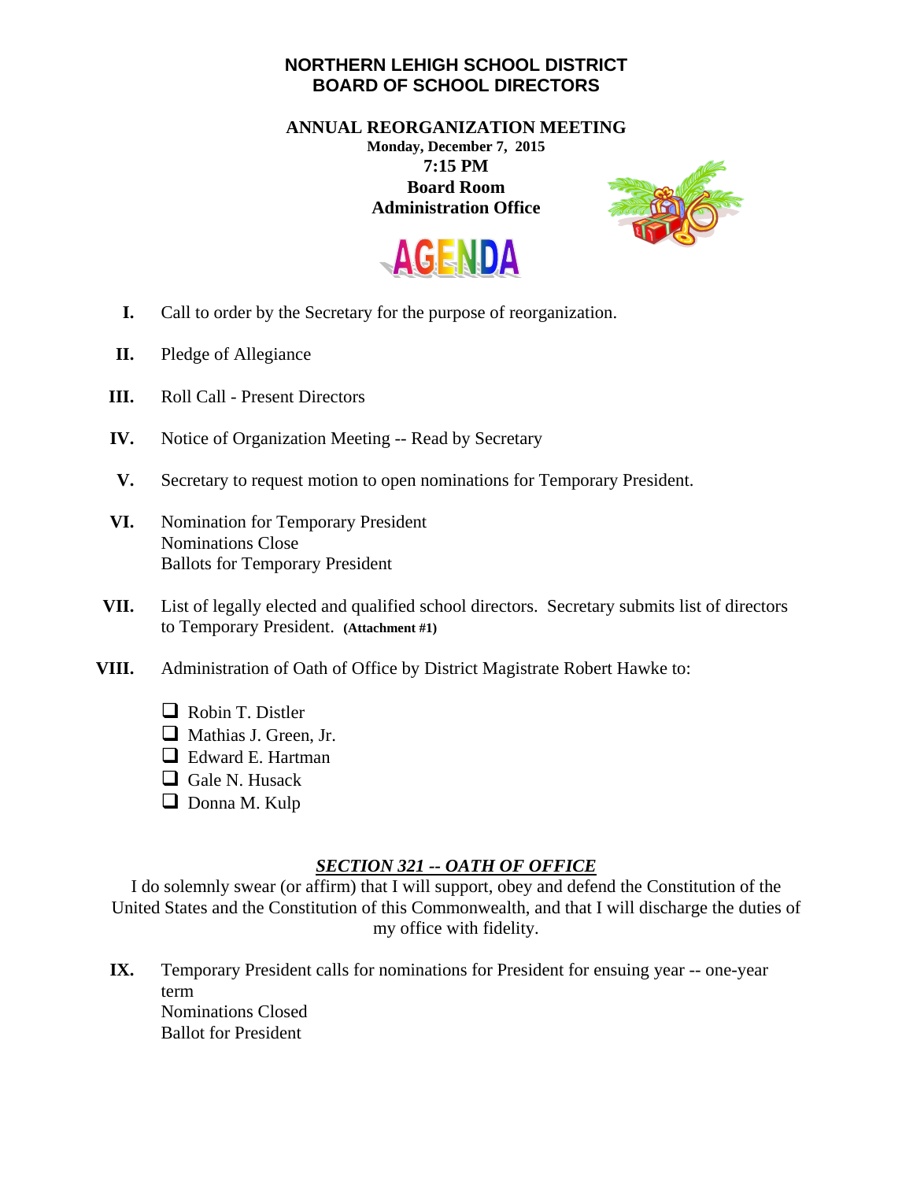# NORTHERN LEHIGH SCHOOL DISTRICT
# BOARD OF SCHOOL DIRECTORS

## ANNUAL REORGANIZATION MEETING

**Monday, December 7, 2015**
**7:15 PM**
**Board Room**
**Administration Office**

**AGENDA**

**I.** Call to order by the Secretary for the purpose of reorganization.

**II.** Pledge of Allegiance

**III.** Roll Call - Present Directors

**IV.** Notice of Organization Meeting -- Read by Secretary

**V.** Secretary to request motion to open nominations for Temporary President.

**VI.** Nomination for Temporary President
Nominations Close
Ballots for Temporary President

**VII.** List of legally elected and qualified school directors. Secretary submits list of directors to Temporary President. **(Attachment #1)**

**VIII.** Administration of Oath of Office by District Magistrate Robert Hawke to:

- ❑ Robin T. Distler
- ❑ Mathias J. Green, Jr.
- ❑ Edward E. Hartman
- ❑ Gale N. Husack
- ❑ Donna M. Kulp

### ***SECTION 321 -- OATH OF OFFICE***

I do solemnly swear (or affirm) that I will support, obey and defend the Constitution of the United States and the Constitution of this Commonwealth, and that I will discharge the duties of my office with fidelity.

**IX.** Temporary President calls for nominations for President for ensuing year -- one-year term
Nominations Closed
Ballot for President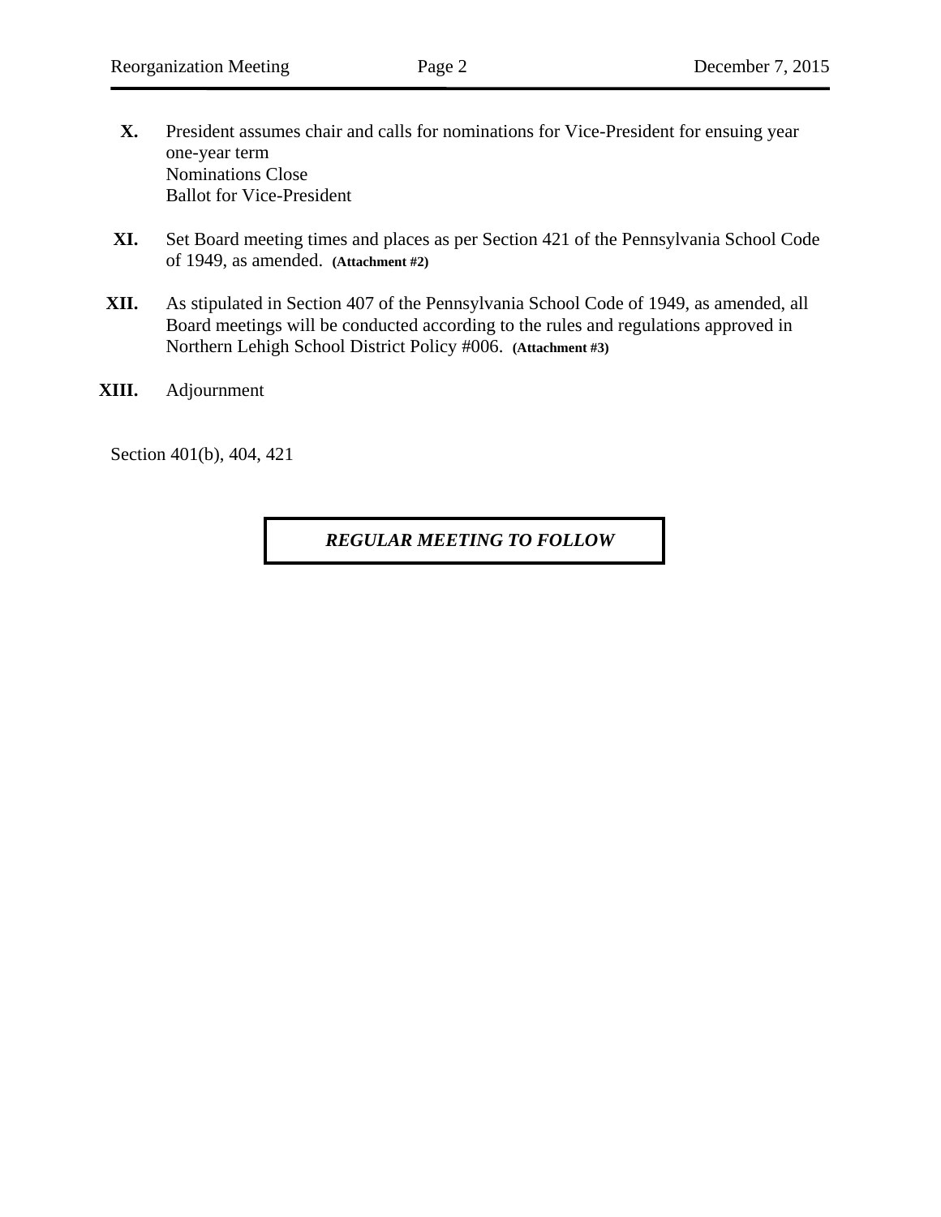**X.** President assumes chair and calls for nominations for Vice-President for ensuing year one-year term
Nominations Close
Ballot for Vice-President

**XI.** Set Board meeting times and places as per Section 421 of the Pennsylvania School Code of 1949, as amended. **(Attachment #2)**

**XII.** As stipulated in Section 407 of the Pennsylvania School Code of 1949, as amended, all Board meetings will be conducted according to the rules and regulations approved in Northern Lehigh School District Policy #006. **(Attachment #3)**

**XIII.** Adjournment

Section 401(b), 404, 421

***REGULAR MEETING TO FOLLOW***